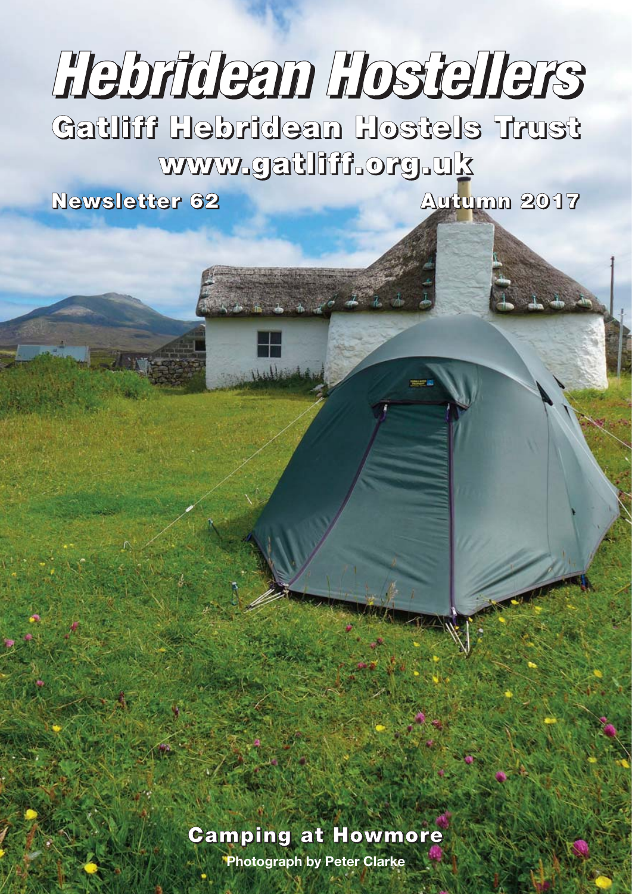# Hebridean Hostellers

## Gatliff Hebridean Hostels Trust

**www.gatliff.org.uk**

**Newsletter 62** | **Autumn 2017**

**Camping at Howmore**

**Photograph by Peter Clarke**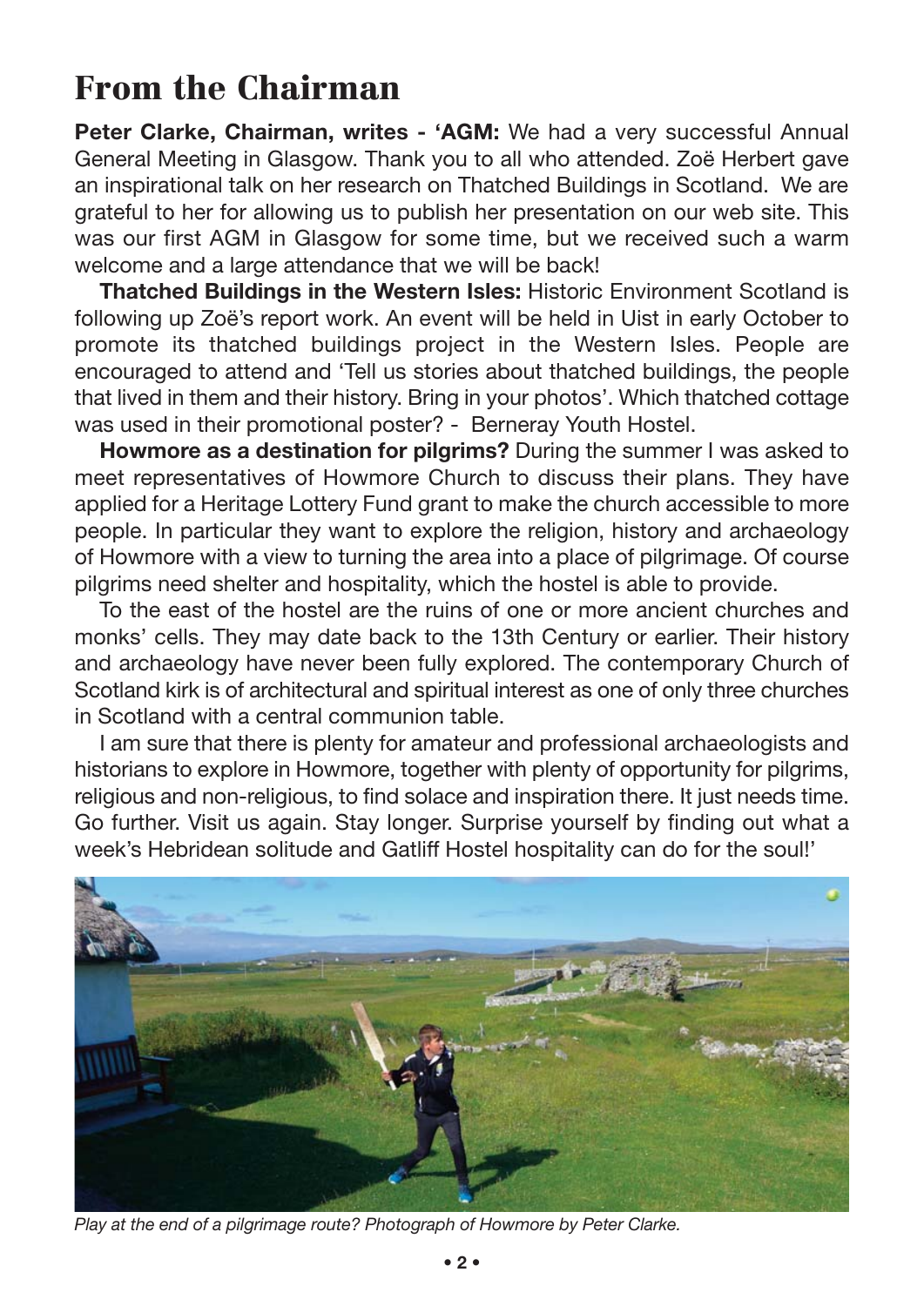# From the Chairman

**Peter Clarke, Chairman, writes - 'AGM:** We had a very successful Annual General Meeting in Glasgow. Thank you to all who attended. Zoë Herbert gave an inspirational talk on her research on Thatched Buildings in Scotland. We are grateful to her for allowing us to publish her presentation on our web site. This was our first AGM in Glasgow for some time, but we received such a warm welcome and a large attendance that we will be back!

**Thatched Buildings in the Western Isles:** Historic Environment Scotland is following up Zoë's report work. An event will be held in Uist in early October to promote its thatched buildings project in the Western Isles. People are encouraged to attend and 'Tell us stories about thatched buildings, the people that lived in them and their history. Bring in your photos'. Which thatched cottage was used in their promotional poster? - Berneray Youth Hostel.

**Howmore as a destination for pilgrims?** During the summer I was asked to meet representatives of Howmore Church to discuss their plans. They have applied for a Heritage Lottery Fund grant to make the church accessible to more people. In particular they want to explore the religion, history and archaeology of Howmore with a view to turning the area into a place of pilgrimage. Of course pilgrims need shelter and hospitality, which the hostel is able to provide.

To the east of the hostel are the ruins of one or more ancient churches and monks' cells. They may date back to the 13th Century or earlier. Their history and archaeology have never been fully explored. The contemporary Church of Scotland kirk is of architectural and spiritual interest as one of only three churches in Scotland with a central communion table.

I am sure that there is plenty for amateur and professional archaeologists and historians to explore in Howmore, together with plenty of opportunity for pilgrims, religious and non-religious, to find solace and inspiration there. It just needs time. Go further. Visit us again. Stay longer. Surprise yourself by finding out what a week's Hebridean solitude and Gatliff Hostel hospitality can do for the soul!'

*Play at the end of a pilgrimage route? Photograph of Howmore by Peter Clarke.*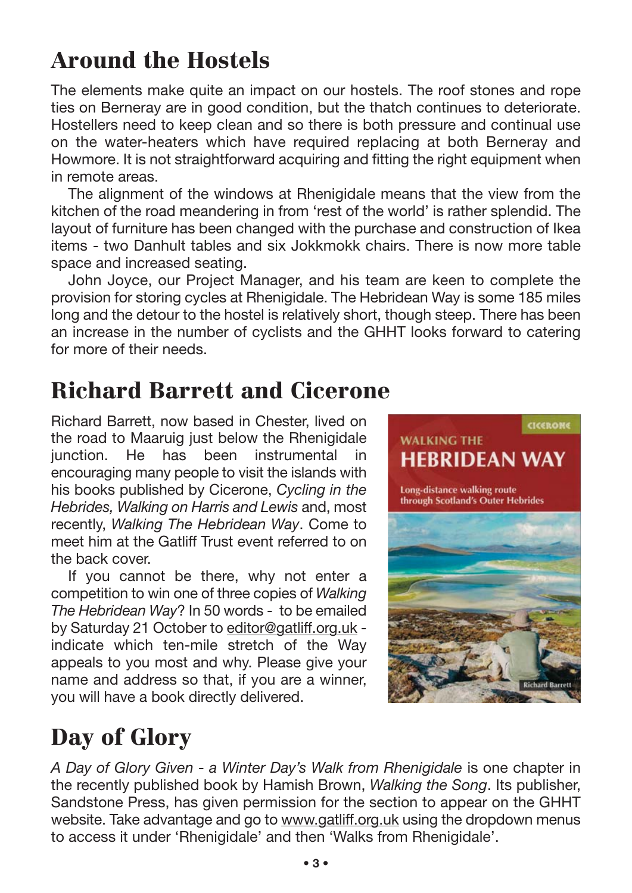## Around the Hostels

The elements make quite an impact on our hostels. The roof stones and rope ties on Berneray are in good condition, but the thatch continues to deteriorate. Hostellers need to keep clean and so there is both pressure and continual use on the water-heaters which have required replacing at both Berneray and Howmore. It is not straightforward acquiring and fitting the right equipment when in remote areas.

The alignment of the windows at Rhenigidale means that the view from the kitchen of the road meandering in from 'rest of the world' is rather splendid. The layout of furniture has been changed with the purchase and construction of Ikea items - two Danhult tables and six Jokkmokk chairs. There is now more table space and increased seating.

John Joyce, our Project Manager, and his team are keen to complete the provision for storing cycles at Rhenigidale. The Hebridean Way is some 185 miles long and the detour to the hostel is relatively short, though steep. There has been an increase in the number of cyclists and the GHHT looks forward to catering for more of their needs.

## Richard Barrett and Cicerone

Richard Barrett, now based in Chester, lived on the road to Maaruig just below the Rhenigidale junction. He has been instrumental in encouraging many people to visit the islands with his books published by Cicerone, *Cycling in the Hebrides, Walking on Harris and Lewis* and, most recently, *Walking The Hebridean Way*. Come to meet him at the Gatliff Trust event referred to on the back cover.

If you cannot be there, why not enter a competition to win one of three copies of *Walking The Hebridean Way*? In 50 words - to be emailed by Saturday 21 October to editor@gatliff.org.uk - indicate which ten-mile stretch of the Way appeals to you most and why. Please give your name and address so that, if you are a winner, you will have a book directly delivered.

## Day of Glory

*A Day of Glory Given - a Winter Day's Walk from Rhenigidale* is one chapter in the recently published book by Hamish Brown, *Walking the Song*. Its publisher, Sandstone Press, has given permission for the section to appear on the GHHT website. Take advantage and go to www.gatliff.org.uk using the dropdown menus to access it under 'Rhenigidale' and then 'Walks from Rhenigidale'.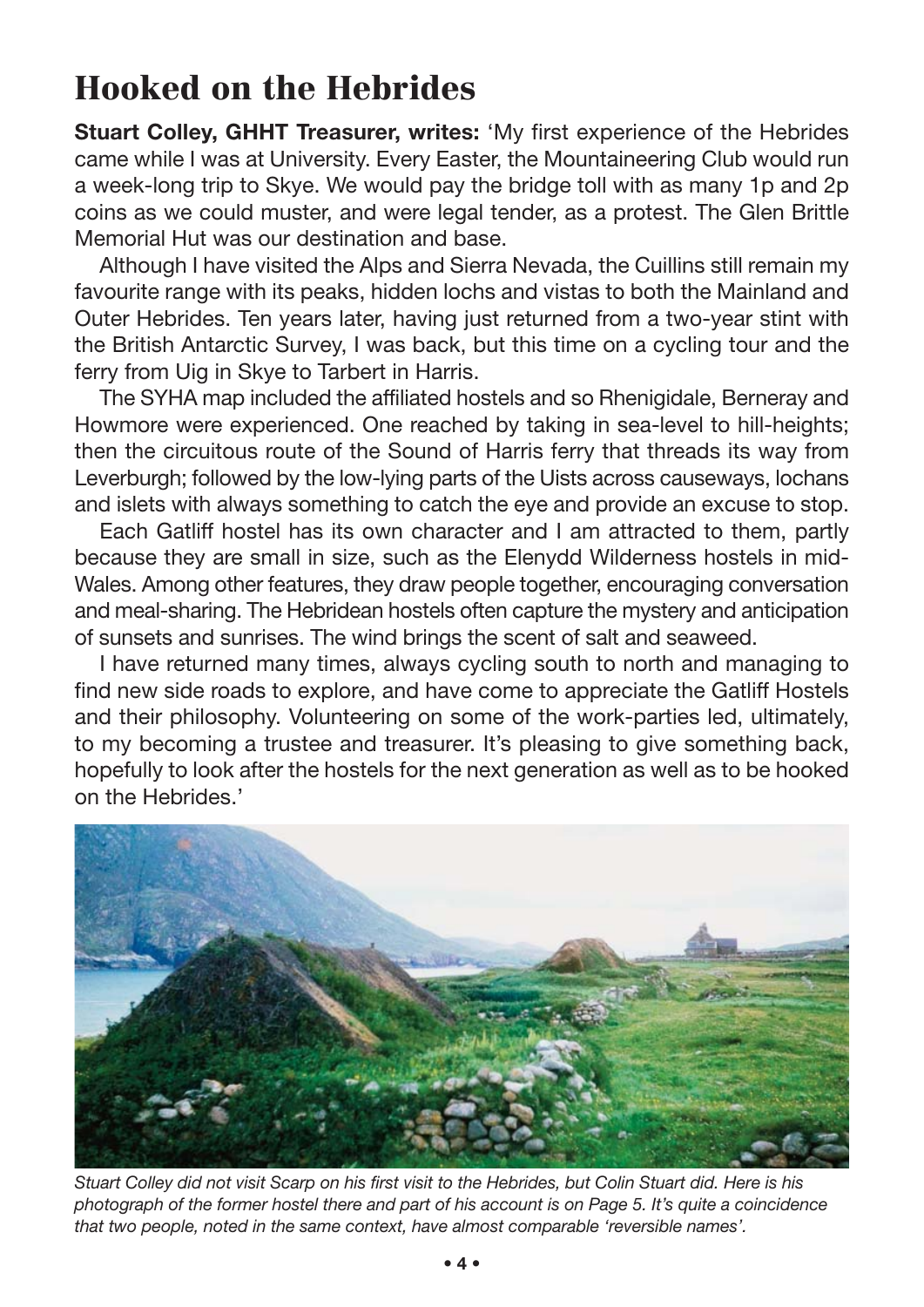# Hooked on the Hebrides

**Stuart Colley, GHHT Treasurer, writes:** 'My first experience of the Hebrides came while I was at University. Every Easter, the Mountaineering Club would run a week-long trip to Skye. We would pay the bridge toll with as many 1p and 2p coins as we could muster, and were legal tender, as a protest. The Glen Brittle Memorial Hut was our destination and base.

Although I have visited the Alps and Sierra Nevada, the Cuillins still remain my favourite range with its peaks, hidden lochs and vistas to both the Mainland and Outer Hebrides. Ten years later, having just returned from a two-year stint with the British Antarctic Survey, I was back, but this time on a cycling tour and the ferry from Uig in Skye to Tarbert in Harris.

The SYHA map included the affiliated hostels and so Rhenigidale, Berneray and Howmore were experienced. One reached by taking in sea-level to hill-heights; then the circuitous route of the Sound of Harris ferry that threads its way from Leverburgh; followed by the low-lying parts of the Uists across causeways, lochans and islets with always something to catch the eye and provide an excuse to stop.

Each Gatliff hostel has its own character and I am attracted to them, partly because they are small in size, such as the Elenydd Wilderness hostels in mid-Wales. Among other features, they draw people together, encouraging conversation and meal-sharing. The Hebridean hostels often capture the mystery and anticipation of sunsets and sunrises. The wind brings the scent of salt and seaweed.

I have returned many times, always cycling south to north and managing to find new side roads to explore, and have come to appreciate the Gatliff Hostels and their philosophy. Volunteering on some of the work-parties led, ultimately, to my becoming a trustee and treasurer. It's pleasing to give something back, hopefully to look after the hostels for the next generation as well as to be hooked on the Hebrides.'

*Stuart Colley did not visit Scarp on his first visit to the Hebrides, but Colin Stuart did. Here is his photograph of the former hostel there and part of his account is on Page 5. It's quite a coincidence that two people, noted in the same context, have almost comparable 'reversible names'.*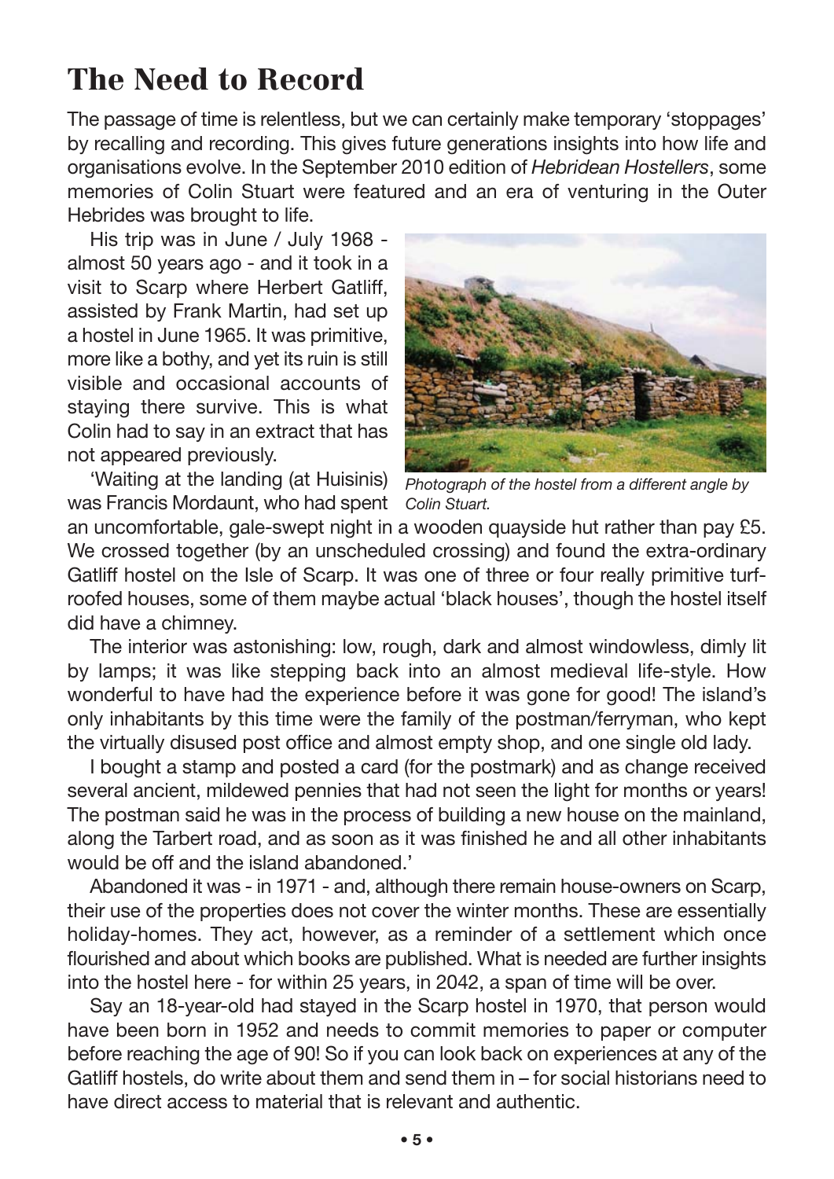# The Need to Record

The passage of time is relentless, but we can certainly make temporary 'stoppages' by recalling and recording. This gives future generations insights into how life and organisations evolve. In the September 2010 edition of *Hebridean Hostellers*, some memories of Colin Stuart were featured and an era of venturing in the Outer Hebrides was brought to life.

His trip was in June / July 1968 - almost 50 years ago - and it took in a visit to Scarp where Herbert Gatliff, assisted by Frank Martin, had set up a hostel in June 1965. It was primitive, more like a bothy, and yet its ruin is still visible and occasional accounts of staying there survive. This is what Colin had to say in an extract that has not appeared previously.

*Photograph of the hostel from a different angle by Colin Stuart.*

'Waiting at the landing (at Huisinis) was Francis Mordaunt, who had spent an uncomfortable, gale-swept night in a wooden quayside hut rather than pay £5. We crossed together (by an unscheduled crossing) and found the extra-ordinary Gatliff hostel on the Isle of Scarp. It was one of three or four really primitive turf-roofed houses, some of them maybe actual 'black houses', though the hostel itself did have a chimney.

The interior was astonishing: low, rough, dark and almost windowless, dimly lit by lamps; it was like stepping back into an almost medieval life-style. How wonderful to have had the experience before it was gone for good! The island's only inhabitants by this time were the family of the postman/ferryman, who kept the virtually disused post office and almost empty shop, and one single old lady.

I bought a stamp and posted a card (for the postmark) and as change received several ancient, mildewed pennies that had not seen the light for months or years! The postman said he was in the process of building a new house on the mainland, along the Tarbert road, and as soon as it was finished he and all other inhabitants would be off and the island abandoned.'

Abandoned it was - in 1971 - and, although there remain house-owners on Scarp, their use of the properties does not cover the winter months. These are essentially holiday-homes. They act, however, as a reminder of a settlement which once flourished and about which books are published. What is needed are further insights into the hostel here - for within 25 years, in 2042, a span of time will be over.

Say an 18-year-old had stayed in the Scarp hostel in 1970, that person would have been born in 1952 and needs to commit memories to paper or computer before reaching the age of 90! So if you can look back on experiences at any of the Gatliff hostels, do write about them and send them in – for social historians need to have direct access to material that is relevant and authentic.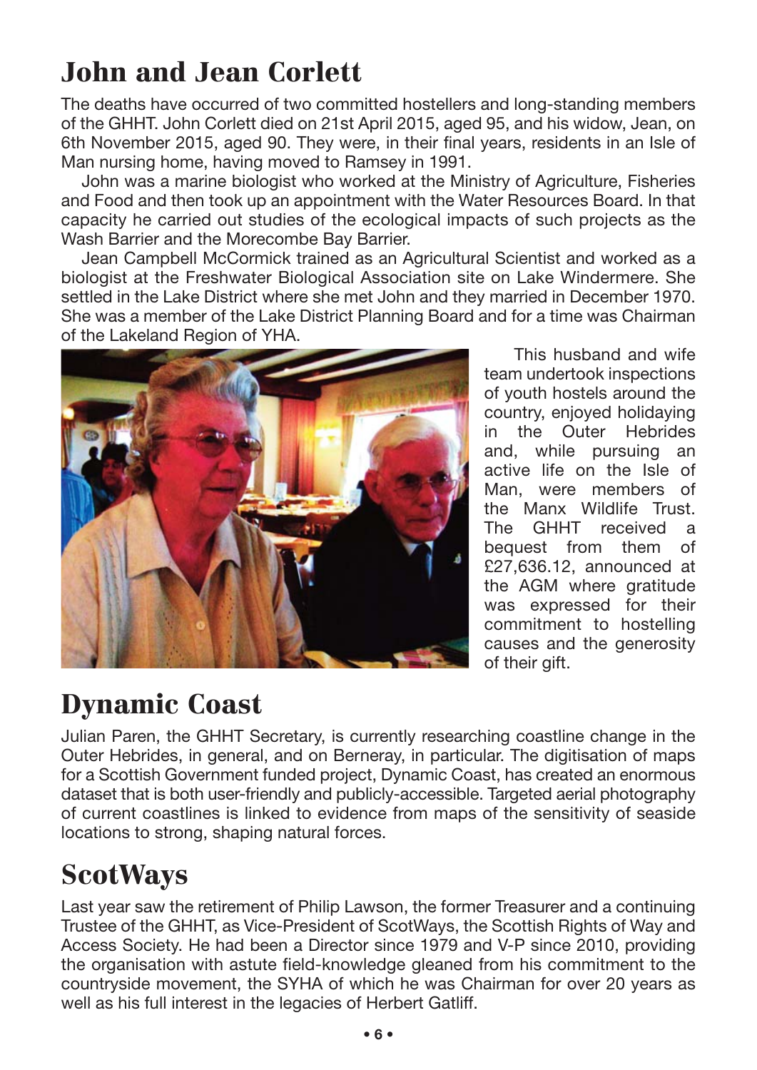# John and Jean Corlett

The deaths have occurred of two committed hostellers and long-standing members of the GHHT. John Corlett died on 21st April 2015, aged 95, and his widow, Jean, on 6th November 2015, aged 90. They were, in their final years, residents in an Isle of Man nursing home, having moved to Ramsey in 1991.

John was a marine biologist who worked at the Ministry of Agriculture, Fisheries and Food and then took up an appointment with the Water Resources Board. In that capacity he carried out studies of the ecological impacts of such projects as the Wash Barrier and the Morecombe Bay Barrier.

Jean Campbell McCormick trained as an Agricultural Scientist and worked as a biologist at the Freshwater Biological Association site on Lake Windermere. She settled in the Lake District where she met John and they married in December 1970. She was a member of the Lake District Planning Board and for a time was Chairman of the Lakeland Region of YHA.

This husband and wife team undertook inspections of youth hostels around the country, enjoyed holidaying in the Outer Hebrides and, while pursuing an active life on the Isle of Man, were members of the Manx Wildlife Trust. The GHHT received a bequest from them of £27,636.12, announced at the AGM where gratitude was expressed for their commitment to hostelling causes and the generosity of their gift.

# Dynamic Coast

Julian Paren, the GHHT Secretary, is currently researching coastline change in the Outer Hebrides, in general, and on Berneray, in particular. The digitisation of maps for a Scottish Government funded project, Dynamic Coast, has created an enormous dataset that is both user-friendly and publicly-accessible. Targeted aerial photography of current coastlines is linked to evidence from maps of the sensitivity of seaside locations to strong, shaping natural forces.

# ScotWays

Last year saw the retirement of Philip Lawson, the former Treasurer and a continuing Trustee of the GHHT, as Vice-President of ScotWays, the Scottish Rights of Way and Access Society. He had been a Director since 1979 and V-P since 2010, providing the organisation with astute field-knowledge gleaned from his commitment to the countryside movement, the SYHA of which he was Chairman for over 20 years as well as his full interest in the legacies of Herbert Gatliff.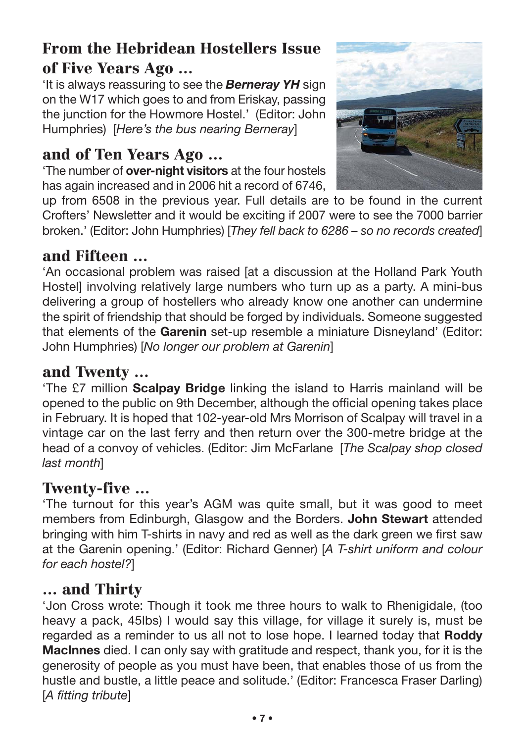## From the Hebridean Hostellers Issue of Five Years Ago …

'It is always reassuring to see the ***Berneray YH*** sign on the W17 which goes to and from Eriskay, passing the junction for the Howmore Hostel.' (Editor: John Humphries) [*Here's the bus nearing Berneray*]

## and of Ten Years Ago …

'The number of **over-night visitors** at the four hostels has again increased and in 2006 hit a record of 6746, up from 6508 in the previous year. Full details are to be found in the current Crofters' Newsletter and it would be exciting if 2007 were to see the 7000 barrier broken.' (Editor: John Humphries) [*They fell back to 6286 – so no records created*]

## and Fifteen …

'An occasional problem was raised [at a discussion at the Holland Park Youth Hostel] involving relatively large numbers who turn up as a party. A mini-bus delivering a group of hostellers who already know one another can undermine the spirit of friendship that should be forged by individuals. Someone suggested that elements of the **Garenin** set-up resemble a miniature Disneyland' (Editor: John Humphries) [*No longer our problem at Garenin*]

## and Twenty …

'The £7 million **Scalpay Bridge** linking the island to Harris mainland will be opened to the public on 9th December, although the official opening takes place in February. It is hoped that 102-year-old Mrs Morrison of Scalpay will travel in a vintage car on the last ferry and then return over the 300-metre bridge at the head of a convoy of vehicles. (Editor: Jim McFarlane [*The Scalpay shop closed last month*]

## Twenty-five …

'The turnout for this year's AGM was quite small, but it was good to meet members from Edinburgh, Glasgow and the Borders. **John Stewart** attended bringing with him T-shirts in navy and red as well as the dark green we first saw at the Garenin opening.' (Editor: Richard Genner) [*A T-shirt uniform and colour for each hostel?*]

## … and Thirty

'Jon Cross wrote: Though it took me three hours to walk to Rhenigidale, (too heavy a pack, 45lbs) I would say this village, for village it surely is, must be regarded as a reminder to us all not to lose hope. I learned today that **Roddy MacInnes** died. I can only say with gratitude and respect, thank you, for it is the generosity of people as you must have been, that enables those of us from the hustle and bustle, a little peace and solitude.' (Editor: Francesca Fraser Darling) [*A fitting tribute*]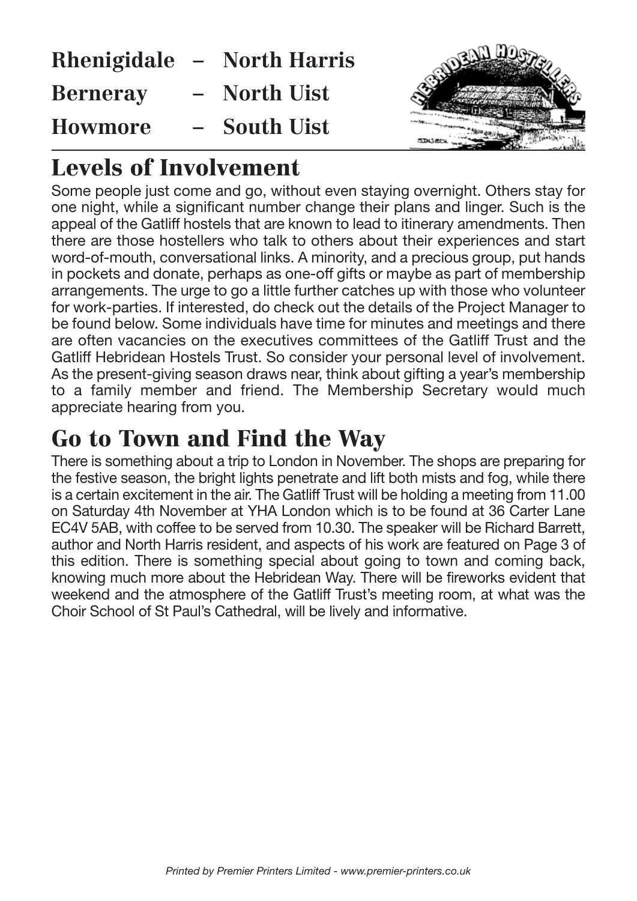**Rhenigidale – North Harris**

**Berneray – North Uist**

**Howmore – South Uist**

## Levels of Involvement

Some people just come and go, without even staying overnight. Others stay for one night, while a significant number change their plans and linger. Such is the appeal of the Gatliff hostels that are known to lead to itinerary amendments. Then there are those hostellers who talk to others about their experiences and start word-of-mouth, conversational links. A minority, and a precious group, put hands in pockets and donate, perhaps as one-off gifts or maybe as part of membership arrangements. The urge to go a little further catches up with those who volunteer for work-parties. If interested, do check out the details of the Project Manager to be found below. Some individuals have time for minutes and meetings and there are often vacancies on the executives committees of the Gatliff Trust and the Gatliff Hebridean Hostels Trust. So consider your personal level of involvement. As the present-giving season draws near, think about gifting a year's membership to a family member and friend. The Membership Secretary would much appreciate hearing from you.

## Go to Town and Find the Way

There is something about a trip to London in November. The shops are preparing for the festive season, the bright lights penetrate and lift both mists and fog, while there is a certain excitement in the air. The Gatliff Trust will be holding a meeting from 11.00 on Saturday 4th November at YHA London which is to be found at 36 Carter Lane EC4V 5AB, with coffee to be served from 10.30. The speaker will be Richard Barrett, author and North Harris resident, and aspects of his work are featured on Page 3 of this edition. There is something special about going to town and coming back, knowing much more about the Hebridean Way. There will be fireworks evident that weekend and the atmosphere of the Gatliff Trust's meeting room, at what was the Choir School of St Paul's Cathedral, will be lively and informative.

*Printed by Premier Printers Limited - www.premier-printers.co.uk*